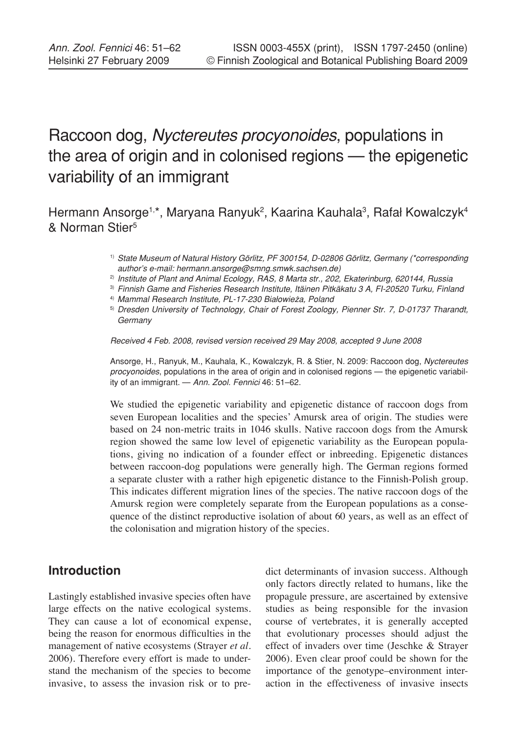# Raccoon dog, *Nyctereutes procyonoides*, populations in the area of origin and in colonised regions — the epigenetic variability of an immigrant

Hermann Ansorge[1,*], Maryana Ranyuk[2], Kaarina Kauhala[3], Rafał Kowalczyk[4] & Norman Stier[5]

[1] *State Museum of Natural History Görlitz, PF 300154, D-02806 Görlitz, Germany (\*corresponding author's e-mail: hermann.ansorge@smng.smwk.sachsen.de)*
[2] *Institute of Plant and Animal Ecology, RAS, 8 Marta str., 202, Ekaterinburg, 620144, Russia*
[3] *Finnish Game and Fisheries Research Institute, Itäinen Pitkäkatu 3 A, FI-20520 Turku, Finland*
[4] *Mammal Research Institute, PL-17-230 Białowieża, Poland*
[5] *Dresden University of Technology, Chair of Forest Zoology, Pienner Str. 7, D-01737 Tharandt, Germany*

*Received 4 Feb. 2008, revised version received 29 May 2008, accepted 9 June 2008*

Ansorge, H., Ranyuk, M., Kauhala, K., Kowalczyk, R. & Stier, N. 2009: Raccoon dog, *Nyctereutes procyonoides*, populations in the area of origin and in colonised regions — the epigenetic variability of an immigrant. — *Ann. Zool. Fennici* 46: 51–62.

We studied the epigenetic variability and epigenetic distance of raccoon dogs from seven European localities and the species' Amursk area of origin. The studies were based on 24 non-metric traits in 1046 skulls. Native raccoon dogs from the Amursk region showed the same low level of epigenetic variability as the European populations, giving no indication of a founder effect or inbreeding. Epigenetic distances between raccoon-dog populations were generally high. The German regions formed a separate cluster with a rather high epigenetic distance to the Finnish-Polish group. This indicates different migration lines of the species. The native raccoon dogs of the Amursk region were completely separate from the European populations as a consequence of the distinct reproductive isolation of about 60 years, as well as an effect of the colonisation and migration history of the species.

## Introduction

Lastingly established invasive species often have large effects on the native ecological systems. They can cause a lot of economical expense, being the reason for enormous difficulties in the management of native ecosystems (Strayer *et al*. 2006). Therefore every effort is made to understand the mechanism of the species to become invasive, to assess the invasion risk or to predict determinants of invasion success. Although only factors directly related to humans, like the propagule pressure, are ascertained by extensive studies as being responsible for the invasion course of vertebrates, it is generally accepted that evolutionary processes should adjust the effect of invaders over time (Jeschke & Strayer 2006). Even clear proof could be shown for the importance of the genotype–environment interaction in the effectiveness of invasive insects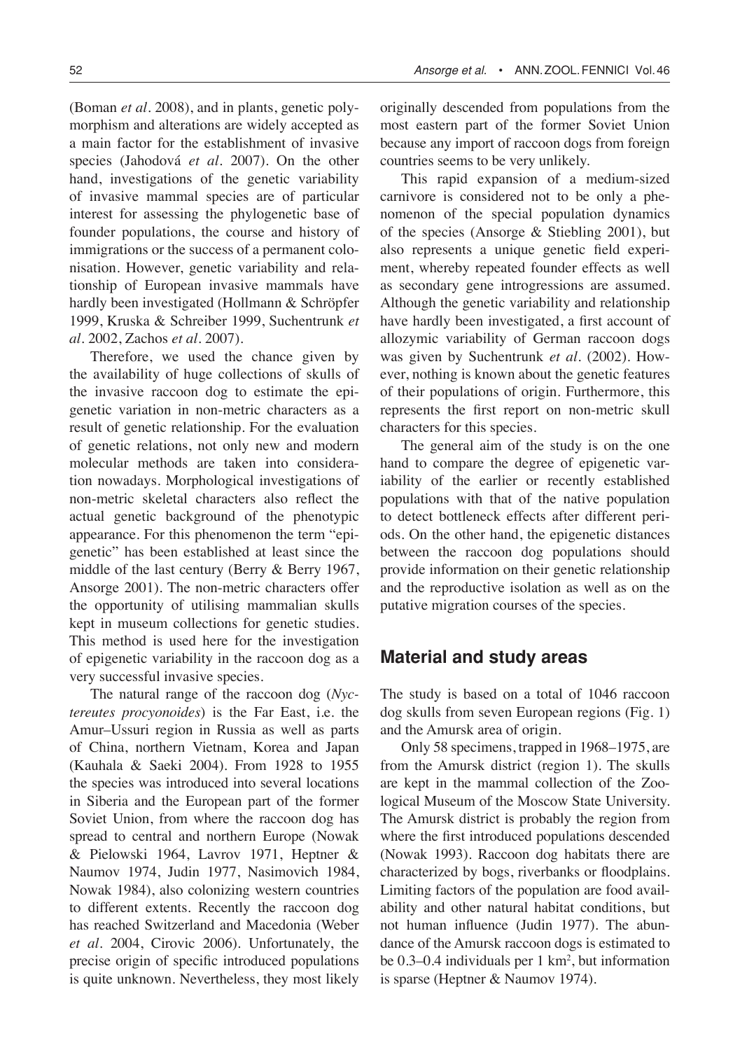(Boman *et al.* 2008), and in plants, genetic polymorphism and alterations are widely accepted as a main factor for the establishment of invasive species (Jahodová *et al.* 2007). On the other hand, investigations of the genetic variability of invasive mammal species are of particular interest for assessing the phylogenetic base of founder populations, the course and history of immigrations or the success of a permanent colonisation. However, genetic variability and relationship of European invasive mammals have hardly been investigated (Hollmann & Schröpfer 1999, Kruska & Schreiber 1999, Suchentrunk *et al.* 2002, Zachos *et al.* 2007).

Therefore, we used the chance given by the availability of huge collections of skulls of the invasive raccoon dog to estimate the epigenetic variation in non-metric characters as a result of genetic relationship. For the evaluation of genetic relations, not only new and modern molecular methods are taken into consideration nowadays. Morphological investigations of non-metric skeletal characters also reflect the actual genetic background of the phenotypic appearance. For this phenomenon the term "epigenetic" has been established at least since the middle of the last century (Berry & Berry 1967, Ansorge 2001). The non-metric characters offer the opportunity of utilising mammalian skulls kept in museum collections for genetic studies. This method is used here for the investigation of epigenetic variability in the raccoon dog as a very successful invasive species.

The natural range of the raccoon dog (*Nyctereutes procyonoides*) is the Far East, i.e. the Amur–Ussuri region in Russia as well as parts of China, northern Vietnam, Korea and Japan (Kauhala & Saeki 2004). From 1928 to 1955 the species was introduced into several locations in Siberia and the European part of the former Soviet Union, from where the raccoon dog has spread to central and northern Europe (Nowak & Pielowski 1964, Lavrov 1971, Heptner & Naumov 1974, Judin 1977, Nasimovich 1984, Nowak 1984), also colonizing western countries to different extents. Recently the raccoon dog has reached Switzerland and Macedonia (Weber *et al.* 2004, Cirovic 2006). Unfortunately, the precise origin of specific introduced populations is quite unknown. Nevertheless, they most likely originally descended from populations from the most eastern part of the former Soviet Union because any import of raccoon dogs from foreign countries seems to be very unlikely.

This rapid expansion of a medium-sized carnivore is considered not to be only a phenomenon of the special population dynamics of the species (Ansorge & Stiebling 2001), but also represents a unique genetic field experiment, whereby repeated founder effects as well as secondary gene introgressions are assumed. Although the genetic variability and relationship have hardly been investigated, a first account of allozymic variability of German raccoon dogs was given by Suchentrunk *et al.* (2002). However, nothing is known about the genetic features of their populations of origin. Furthermore, this represents the first report on non-metric skull characters for this species.

The general aim of the study is on the one hand to compare the degree of epigenetic variability of the earlier or recently established populations with that of the native population to detect bottleneck effects after different periods. On the other hand, the epigenetic distances between the raccoon dog populations should provide information on their genetic relationship and the reproductive isolation as well as on the putative migration courses of the species.

## Material and study areas

The study is based on a total of 1046 raccoon dog skulls from seven European regions (Fig. 1) and the Amursk area of origin.

Only 58 specimens, trapped in 1968–1975, are from the Amursk district (region 1). The skulls are kept in the mammal collection of the Zoological Museum of the Moscow State University. The Amursk district is probably the region from where the first introduced populations descended (Nowak 1993). Raccoon dog habitats there are characterized by bogs, riverbanks or floodplains. Limiting factors of the population are food availability and other natural habitat conditions, but not human influence (Judin 1977). The abundance of the Amursk raccoon dogs is estimated to be 0.3–0.4 individuals per 1 km$^2$, but information is sparse (Heptner & Naumov 1974).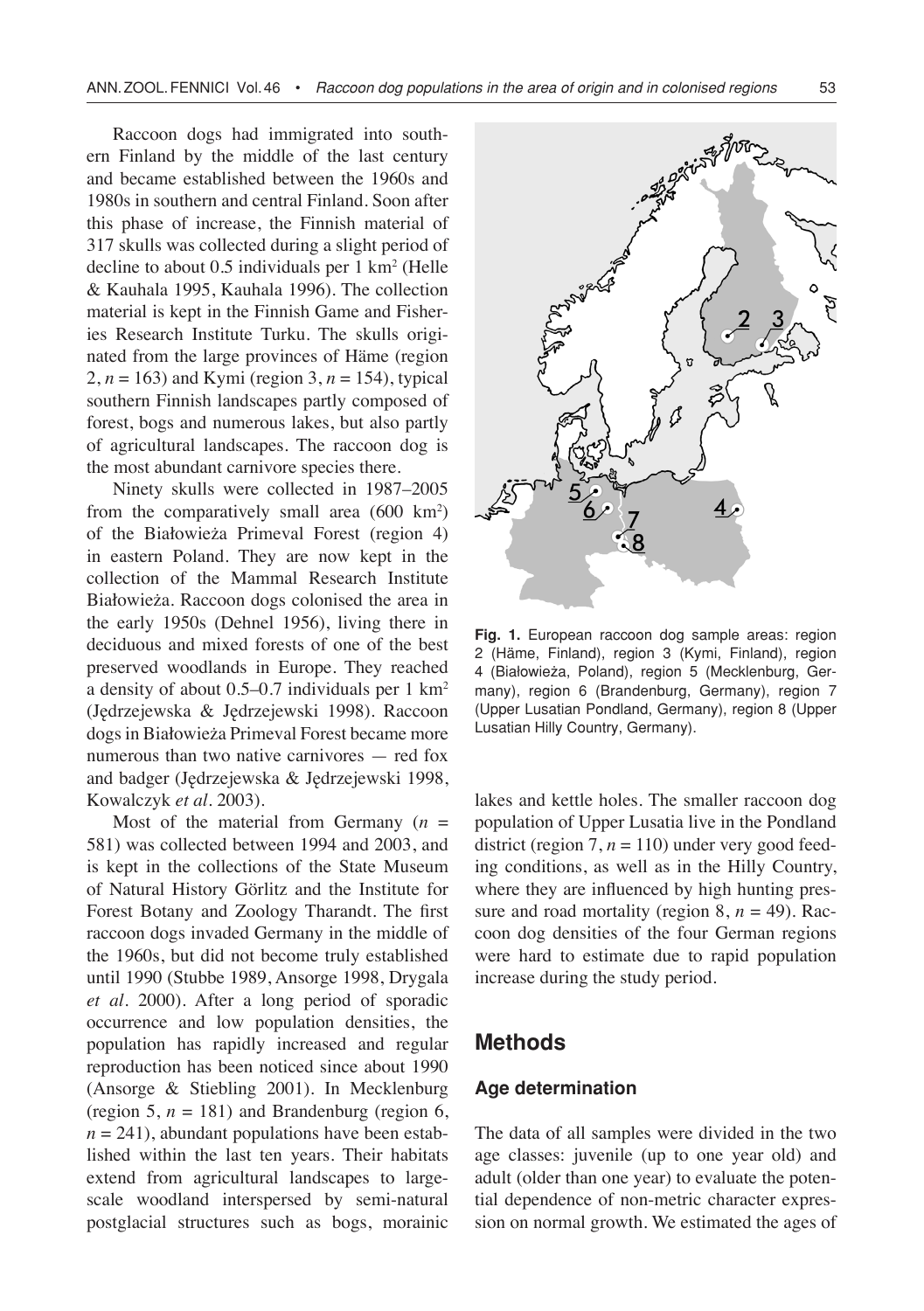Raccoon dogs had immigrated into southern Finland by the middle of the last century and became established between the 1960s and 1980s in southern and central Finland. Soon after this phase of increase, the Finnish material of 317 skulls was collected during a slight period of decline to about 0.5 individuals per 1 km$^2$ (Helle & Kauhala 1995, Kauhala 1996). The collection material is kept in the Finnish Game and Fisheries Research Institute Turku. The skulls originated from the large provinces of Häme (region 2, $n$ = 163) and Kymi (region 3, $n$ = 154), typical southern Finnish landscapes partly composed of forest, bogs and numerous lakes, but also partly of agricultural landscapes. The raccoon dog is the most abundant carnivore species there.

Ninety skulls were collected in 1987–2005 from the comparatively small area (600 km$^2$) of the Białowieża Primeval Forest (region 4) in eastern Poland. They are now kept in the collection of the Mammal Research Institute Białowieża. Raccoon dogs colonised the area in the early 1950s (Dehnel 1956), living there in deciduous and mixed forests of one of the best preserved woodlands in Europe. They reached a density of about 0.5–0.7 individuals per 1 km$^2$ (Jędrzejewska & Jędrzejewski 1998). Raccoon dogs in Białowieża Primeval Forest became more numerous than two native carnivores — red fox and badger (Jędrzejewska & Jędrzejewski 1998, Kowalczyk *et al.* 2003).

Most of the material from Germany ($n$ = 581) was collected between 1994 and 2003, and is kept in the collections of the State Museum of Natural History Görlitz and the Institute for Forest Botany and Zoology Tharandt. The first raccoon dogs invaded Germany in the middle of the 1960s, but did not become truly established until 1990 (Stubbe 1989, Ansorge 1998, Drygala *et al.* 2000). After a long period of sporadic occurrence and low population densities, the population has rapidly increased and regular reproduction has been noticed since about 1990 (Ansorge & Stiebling 2001). In Mecklenburg (region 5, $n$ = 181) and Brandenburg (region 6, $n$ = 241), abundant populations have been established within the last ten years. Their habitats extend from agricultural landscapes to large-scale woodland interspersed by semi-natural postglacial structures such as bogs, morainic lakes and kettle holes. The smaller raccoon dog population of Upper Lusatia live in the Pondland district (region 7, $n$ = 110) under very good feeding conditions, as well as in the Hilly Country, where they are influenced by high hunting pressure and road mortality (region 8, $n$ = 49). Raccoon dog densities of the four German regions were hard to estimate due to rapid population increase during the study period.

**Fig. 1.** European raccoon dog sample areas: region 2 (Häme, Finland), region 3 (Kymi, Finland), region 4 (Białowieża, Poland), region 5 (Mecklenburg, Germany), region 6 (Brandenburg, Germany), region 7 (Upper Lusatian Pondland, Germany), region 8 (Upper Lusatian Hilly Country, Germany).

## Methods

### Age determination

The data of all samples were divided in the two age classes: juvenile (up to one year old) and adult (older than one year) to evaluate the potential dependence of non-metric character expression on normal growth. We estimated the ages of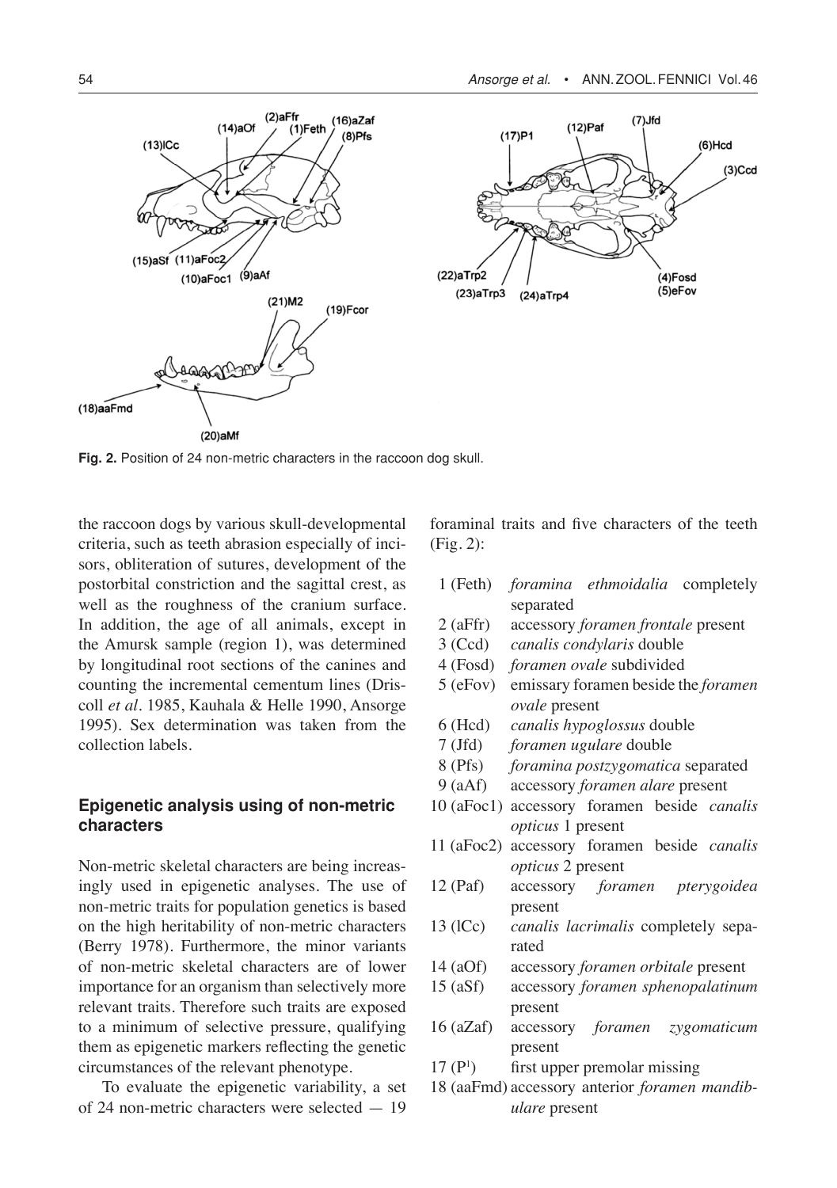**Fig. 2.** Position of 24 non-metric characters in the raccoon dog skull.

the raccoon dogs by various skull-developmental criteria, such as teeth abrasion especially of incisors, obliteration of sutures, development of the postorbital constriction and the sagittal crest, as well as the roughness of the cranium surface. In addition, the age of all animals, except in the Amursk sample (region 1), was determined by longitudinal root sections of the canines and counting the incremental cementum lines (Driscoll *et al*. 1985, Kauhala & Helle 1990, Ansorge 1995). Sex determination was taken from the collection labels.

## Epigenetic analysis using of non-metric characters

Non-metric skeletal characters are being increasingly used in epigenetic analyses. The use of non-metric traits for population genetics is based on the high heritability of non-metric characters (Berry 1978). Furthermore, the minor variants of non-metric skeletal characters are of lower importance for an organism than selectively more relevant traits. Therefore such traits are exposed to a minimum of selective pressure, qualifying them as epigenetic markers reflecting the genetic circumstances of the relevant phenotype.

To evaluate the epigenetic variability, a set of 24 non-metric characters were selected — 19 foraminal traits and five characters of the teeth (Fig. 2):

- 1 (Feth) *foramina ethmoidalia* completely separated
- 2 (aFfr) accessory *foramen frontale* present
- 3 (Ccd) *canalis condylaris* double
- 4 (Fosd) *foramen ovale* subdivided
- 5 (eFov) emissary foramen beside the *foramen ovale* present
- 6 (Hcd) *canalis hypoglossus* double
- 7 (Jfd) *foramen ugulare* double
- 8 (Pfs) *foramina postzygomatica* separated
- 9 (aAf) accessory *foramen alare* present
- 10 (aFoc1) accessory foramen beside *canalis opticus* 1 present
- 11 (aFoc2) accessory foramen beside *canalis opticus* 2 present
- 12 (Paf) accessory *foramen pterygoidea* present
- 13 (lCc) *canalis lacrimalis* completely separated
- 14 (aOf) accessory *foramen orbitale* present
- 15 (aSf) accessory *foramen sphenopalatinum* present
- 16 (aZaf) accessory *foramen zygomaticum* present
- 17 ($P^1$) first upper premolar missing
- 18 (aaFmd) accessory anterior *foramen mandibulare* present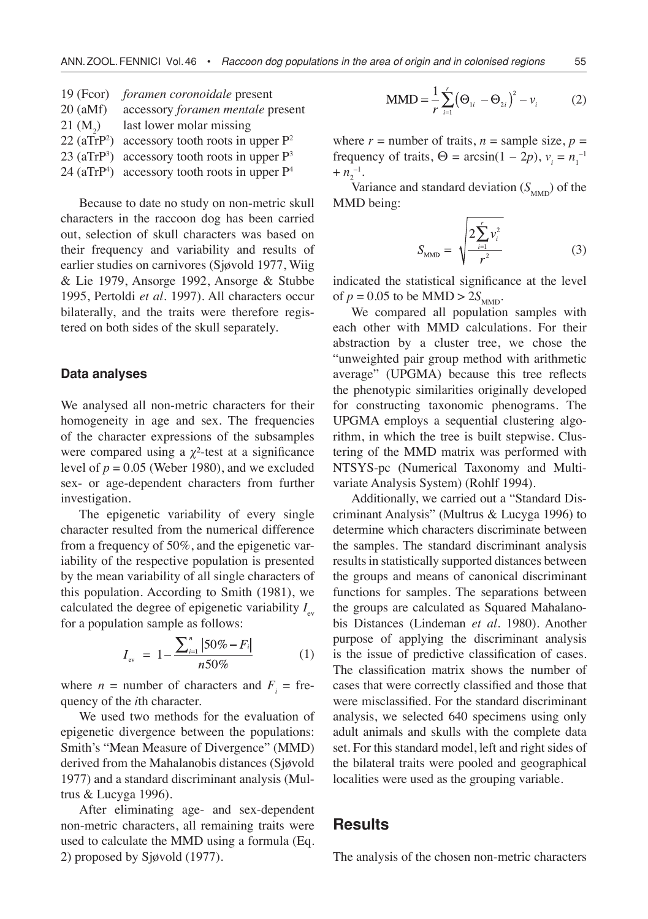19 (Fcor) *foramen coronoidale* present
20 (aMf) accessory *foramen mentale* present
21 ($M_2$) last lower molar missing
22 (aTrP²) accessory tooth roots in upper P²
23 (aTrP³) accessory tooth roots in upper P³
24 (aTrP⁴) accessory tooth roots in upper P⁴

Because to date no study on non-metric skull characters in the raccoon dog has been carried out, selection of skull characters was based on their frequency and variability and results of earlier studies on carnivores (Sjøvold 1977, Wiig & Lie 1979, Ansorge 1992, Ansorge & Stubbe 1995, Pertoldi *et al*. 1997). All characters occur bilaterally, and the traits were therefore registered on both sides of the skull separately.

### Data analyses

We analysed all non-metric characters for their homogeneity in age and sex. The frequencies of the character expressions of the subsamples were compared using a $\chi^2$-test at a significance level of $p = 0.05$ (Weber 1980), and we excluded sex- or age-dependent characters from further investigation.

The epigenetic variability of every single character resulted from the numerical difference from a frequency of 50%, and the epigenetic variability of the respective population is presented by the mean variability of all single characters of this population. According to Smith (1981), we calculated the degree of epigenetic variability $I_{ev}$ for a population sample as follows:

$$I_{ev} = 1 - \frac{\sum_{i=1}^{n} |50\% - F_i|}{n50\%} \qquad (1)$$

where $n$ = number of characters and $F_i$ = frequency of the $i$th character.

We used two methods for the evaluation of epigenetic divergence between the populations: Smith's "Mean Measure of Divergence" (MMD) derived from the Mahalanobis distances (Sjøvold 1977) and a standard discriminant analysis (Multrus & Lucyga 1996).

After eliminating age- and sex-dependent non-metric characters, all remaining traits were used to calculate the MMD using a formula (Eq. 2) proposed by Sjøvold (1977).

$$\text{MMD} = \frac{1}{r}\sum_{i=1}^{r}\left(\Theta_{1i} - \Theta_{2i}\right)^2 - v_i \qquad (2)$$

where $r$ = number of traits, $n$ = sample size, $p$ = frequency of traits, $\Theta = \arcsin(1 - 2p)$, $v_i = n_1^{-1} + n_2^{-1}$.

Variance and standard deviation ($S_{\text{MMD}}$) of the MMD being:

$$S_{\text{MMD}} = \sqrt{\frac{2\sum_{i=1}^{r} v_i^2}{r^2}} \qquad (3)$$

indicated the statistical significance at the level of $p = 0.05$ to be $\text{MMD} > 2S_{\text{MMD}}$.

We compared all population samples with each other with MMD calculations. For their abstraction by a cluster tree, we chose the "unweighted pair group method with arithmetic average" (UPGMA) because this tree reflects the phenotypic similarities originally developed for constructing taxonomic phenograms. The UPGMA employs a sequential clustering algorithm, in which the tree is built stepwise. Clustering of the MMD matrix was performed with NTSYS-pc (Numerical Taxonomy and Multivariate Analysis System) (Rohlf 1994).

Additionally, we carried out a "Standard Discriminant Analysis" (Multrus & Lucyga 1996) to determine which characters discriminate between the samples. The standard discriminant analysis results in statistically supported distances between the groups and means of canonical discriminant functions for samples. The separations between the groups are calculated as Squared Mahalanobis Distances (Lindeman *et al*. 1980). Another purpose of applying the discriminant analysis is the issue of predictive classification of cases. The classification matrix shows the number of cases that were correctly classified and those that were misclassified. For the standard discriminant analysis, we selected 640 specimens using only adult animals and skulls with the complete data set. For this standard model, left and right sides of the bilateral traits were pooled and geographical localities were used as the grouping variable.

## Results

The analysis of the chosen non-metric characters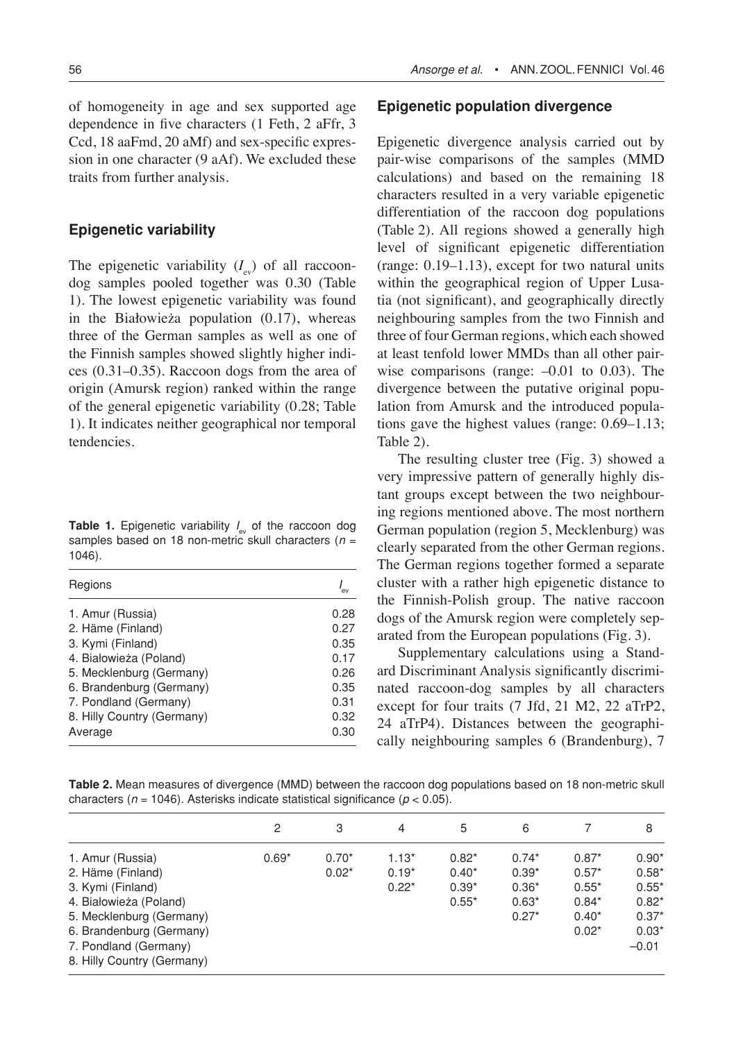of homogeneity in age and sex supported age dependence in five characters (1 Feth, 2 aFfr, 3 Ccd, 18 aaFmd, 20 aMf) and sex-specific expression in one character (9 aAf). We excluded these traits from further analysis.

### Epigenetic variability

The epigenetic variability ($I_{ev}$) of all raccoon-dog samples pooled together was 0.30 (Table 1). The lowest epigenetic variability was found in the Białowieża population (0.17), whereas three of the German samples as well as one of the Finnish samples showed slightly higher indices (0.31–0.35). Raccoon dogs from the area of origin (Amursk region) ranked within the range of the general epigenetic variability (0.28; Table 1). It indicates neither geographical nor temporal tendencies.

**Table 1.** Epigenetic variability $I_{ev}$ of the raccoon dog samples based on 18 non-metric skull characters ($n$ = 1046).

| Regions | $I_{ev}$ |
|---|---|
| 1. Amur (Russia) | 0.28 |
| 2. Häme (Finland) | 0.27 |
| 3. Kymi (Finland) | 0.35 |
| 4. Białowieża (Poland) | 0.17 |
| 5. Mecklenburg (Germany) | 0.26 |
| 6. Brandenburg (Germany) | 0.35 |
| 7. Pondland (Germany) | 0.31 |
| 8. Hilly Country (Germany) | 0.32 |
| Average | 0.30 |

### Epigenetic population divergence

Epigenetic divergence analysis carried out by pair-wise comparisons of the samples (MMD calculations) and based on the remaining 18 characters resulted in a very variable epigenetic differentiation of the raccoon dog populations (Table 2). All regions showed a generally high level of significant epigenetic differentiation (range: 0.19–1.13), except for two natural units within the geographical region of Upper Lusatia (not significant), and geographically directly neighbouring samples from the two Finnish and three of four German regions, which each showed at least tenfold lower MMDs than all other pair-wise comparisons (range: –0.01 to 0.03). The divergence between the putative original population from Amursk and the introduced populations gave the highest values (range: 0.69–1.13; Table 2).

The resulting cluster tree (Fig. 3) showed a very impressive pattern of generally highly distant groups except between the two neighbouring regions mentioned above. The most northern German population (region 5, Mecklenburg) was clearly separated from the other German regions. The German regions together formed a separate cluster with a rather high epigenetic distance to the Finnish-Polish group. The native raccoon dogs of the Amursk region were completely separated from the European populations (Fig. 3).

Supplementary calculations using a Standard Discriminant Analysis significantly discriminated raccoon-dog samples by all characters except for four traits (7 Jfd, 21 M2, 22 aTrP2, 24 aTrP4). Distances between the geographically neighbouring samples 6 (Brandenburg), 7

**Table 2.** Mean measures of divergence (MMD) between the raccoon dog populations based on 18 non-metric skull characters ($n$ = 1046). Asterisks indicate statistical significance ($p$ < 0.05).

| | 2 | 3 | 4 | 5 | 6 | 7 | 8 |
|---|---|---|---|---|---|---|---|
| 1. Amur (Russia) | 0.69* | 0.70* | 1.13* | 0.82* | 0.74* | 0.87* | 0.90* |
| 2. Häme (Finland) | | 0.02* | 0.19* | 0.40* | 0.39* | 0.57* | 0.58* |
| 3. Kymi (Finland) | | | 0.22* | 0.39* | 0.36* | 0.55* | 0.55* |
| 4. Białowieża (Poland) | | | | 0.55* | 0.63* | 0.84* | 0.82* |
| 5. Mecklenburg (Germany) | | | | | 0.27* | 0.40* | 0.37* |
| 6. Brandenburg (Germany) | | | | | | 0.02* | 0.03* |
| 7. Pondland (Germany) | | | | | | | –0.01 |
| 8. Hilly Country (Germany) | | | | | | | |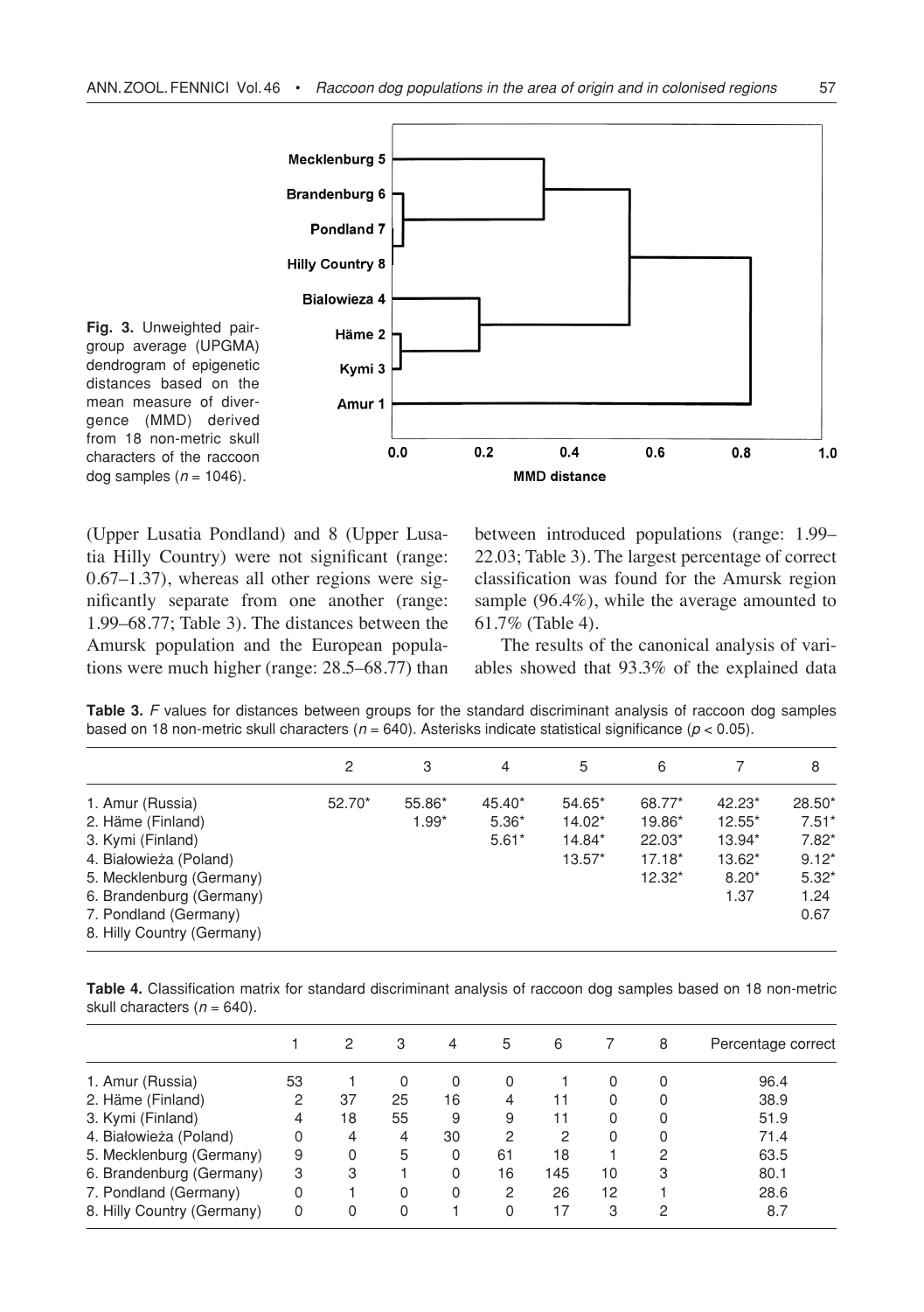**Fig. 3.** Unweighted pair-group average (UPGMA) dendrogram of epigenetic distances based on the mean measure of divergence (MMD) derived from 18 non-metric skull characters of the raccoon dog samples ($n = 1046$).

(Upper Lusatia Pondland) and 8 (Upper Lusatia Hilly Country) were not significant (range: 0.67–1.37), whereas all other regions were significantly separate from one another (range: 1.99–68.77; Table 3). The distances between the Amursk population and the European populations were much higher (range: 28.5–68.77) than between introduced populations (range: 1.99–22.03; Table 3). The largest percentage of correct classification was found for the Amursk region sample (96.4%), while the average amounted to 61.7% (Table 4).

The results of the canonical analysis of variables showed that 93.3% of the explained data

**Table 3.** *F* values for distances between groups for the standard discriminant analysis of raccoon dog samples based on 18 non-metric skull characters ($n = 640$). Asterisks indicate statistical significance ($p < 0.05$).

| | 2 | 3 | 4 | 5 | 6 | 7 | 8 |
|---|---|---|---|---|---|---|---|
| 1. Amur (Russia) | 52.70* | 55.86* | 45.40* | 54.65* | 68.77* | 42.23* | 28.50* |
| 2. Häme (Finland) | | 1.99* | 5.36* | 14.02* | 19.86* | 12.55* | 7.51* |
| 3. Kymi (Finland) | | | 5.61* | 14.84* | 22.03* | 13.94* | 7.82* |
| 4. Białowieża (Poland) | | | | 13.57* | 17.18* | 13.62* | 9.12* |
| 5. Mecklenburg (Germany) | | | | | 12.32* | 8.20* | 5.32* |
| 6. Brandenburg (Germany) | | | | | | 1.37 | 1.24 |
| 7. Pondland (Germany) | | | | | | | 0.67 |
| 8. Hilly Country (Germany) | | | | | | | |

**Table 4.** Classification matrix for standard discriminant analysis of raccoon dog samples based on 18 non-metric skull characters ($n = 640$).

| | 1 | 2 | 3 | 4 | 5 | 6 | 7 | 8 | Percentage correct |
|---|---|---|---|---|---|---|---|---|---|
| 1. Amur (Russia) | 53 | 1 | 0 | 0 | 0 | 1 | 0 | 0 | 96.4 |
| 2. Häme (Finland) | 2 | 37 | 25 | 16 | 4 | 11 | 0 | 0 | 38.9 |
| 3. Kymi (Finland) | 4 | 18 | 55 | 9 | 9 | 11 | 0 | 0 | 51.9 |
| 4. Białowieża (Poland) | 0 | 4 | 4 | 30 | 2 | 2 | 0 | 0 | 71.4 |
| 5. Mecklenburg (Germany) | 9 | 0 | 5 | 0 | 61 | 18 | 1 | 2 | 63.5 |
| 6. Brandenburg (Germany) | 3 | 3 | 1 | 0 | 16 | 145 | 10 | 3 | 80.1 |
| 7. Pondland (Germany) | 0 | 1 | 0 | 0 | 2 | 26 | 12 | 1 | 28.6 |
| 8. Hilly Country (Germany) | 0 | 0 | 0 | 1 | 0 | 17 | 3 | 2 | 8.7 |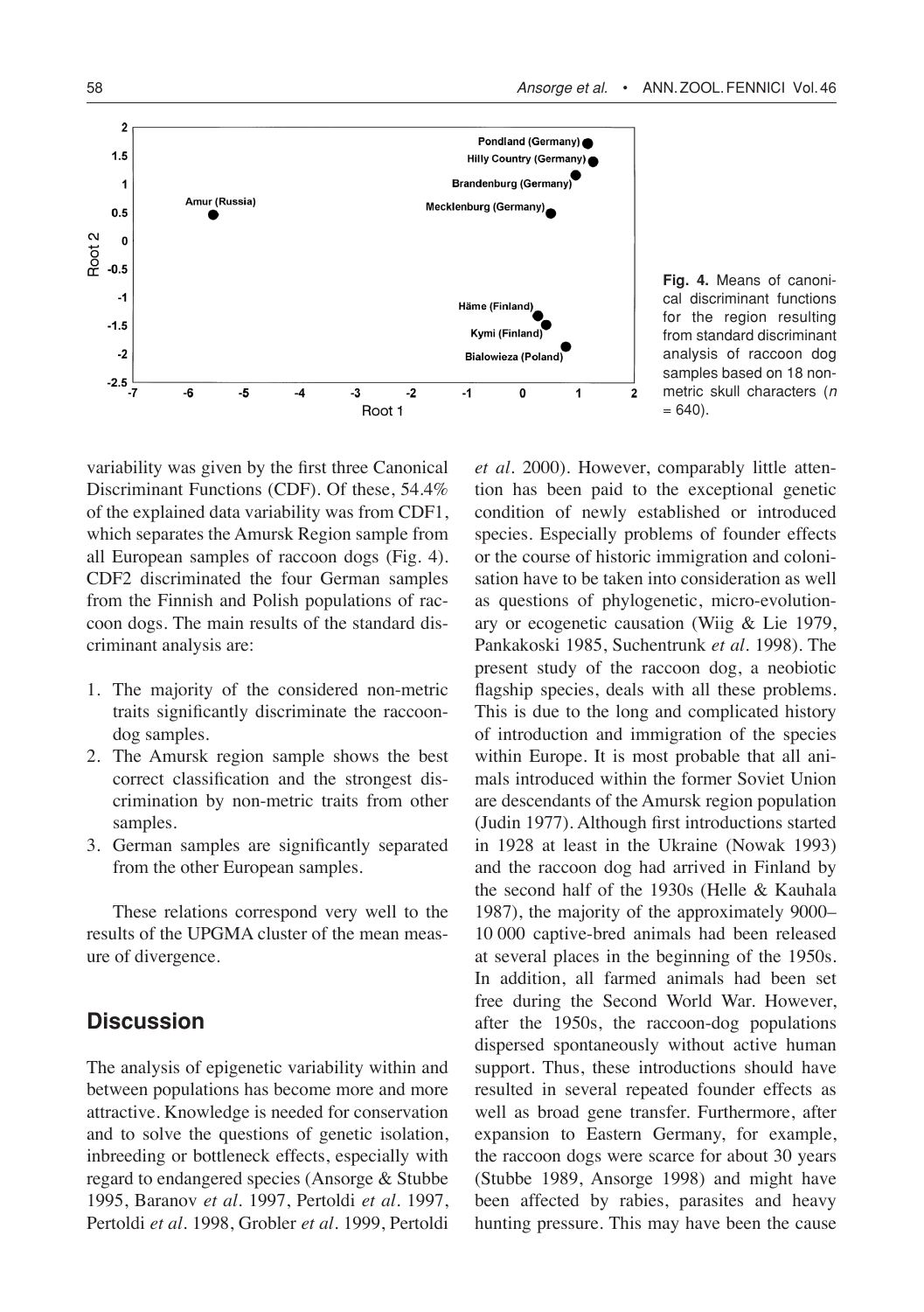**Fig. 4.** Means of canonical discriminant functions for the region resulting from standard discriminant analysis of raccoon dog samples based on 18 non-metric skull characters ($n$ = 640).

variability was given by the first three Canonical Discriminant Functions (CDF). Of these, 54.4% of the explained data variability was from CDF1, which separates the Amursk Region sample from all European samples of raccoon dogs (Fig. 4). CDF2 discriminated the four German samples from the Finnish and Polish populations of raccoon dogs. The main results of the standard discriminant analysis are:

1. The majority of the considered non-metric traits significantly discriminate the raccoon-dog samples.
2. The Amursk region sample shows the best correct classification and the strongest discrimination by non-metric traits from other samples.
3. German samples are significantly separated from the other European samples.

These relations correspond very well to the results of the UPGMA cluster of the mean measure of divergence.

## Discussion

The analysis of epigenetic variability within and between populations has become more and more attractive. Knowledge is needed for conservation and to solve the questions of genetic isolation, inbreeding or bottleneck effects, especially with regard to endangered species (Ansorge & Stubbe 1995, Baranov *et al.* 1997, Pertoldi *et al.* 1997, Pertoldi *et al.* 1998, Grobler *et al.* 1999, Pertoldi *et al.* 2000). However, comparably little attention has been paid to the exceptional genetic condition of newly established or introduced species. Especially problems of founder effects or the course of historic immigration and colonisation have to be taken into consideration as well as questions of phylogenetic, micro-evolutionary or ecogenetic causation (Wiig & Lie 1979, Pankakoski 1985, Suchentrunk *et al.* 1998). The present study of the raccoon dog, a neobiotic flagship species, deals with all these problems. This is due to the long and complicated history of introduction and immigration of the species within Europe. It is most probable that all animals introduced within the former Soviet Union are descendants of the Amursk region population (Judin 1977). Although first introductions started in 1928 at least in the Ukraine (Nowak 1993) and the raccoon dog had arrived in Finland by the second half of the 1930s (Helle & Kauhala 1987), the majority of the approximately 9000–10 000 captive-bred animals had been released at several places in the beginning of the 1950s. In addition, all farmed animals had been set free during the Second World War. However, after the 1950s, the raccoon-dog populations dispersed spontaneously without active human support. Thus, these introductions should have resulted in several repeated founder effects as well as broad gene transfer. Furthermore, after expansion to Eastern Germany, for example, the raccoon dogs were scarce for about 30 years (Stubbe 1989, Ansorge 1998) and might have been affected by rabies, parasites and heavy hunting pressure. This may have been the cause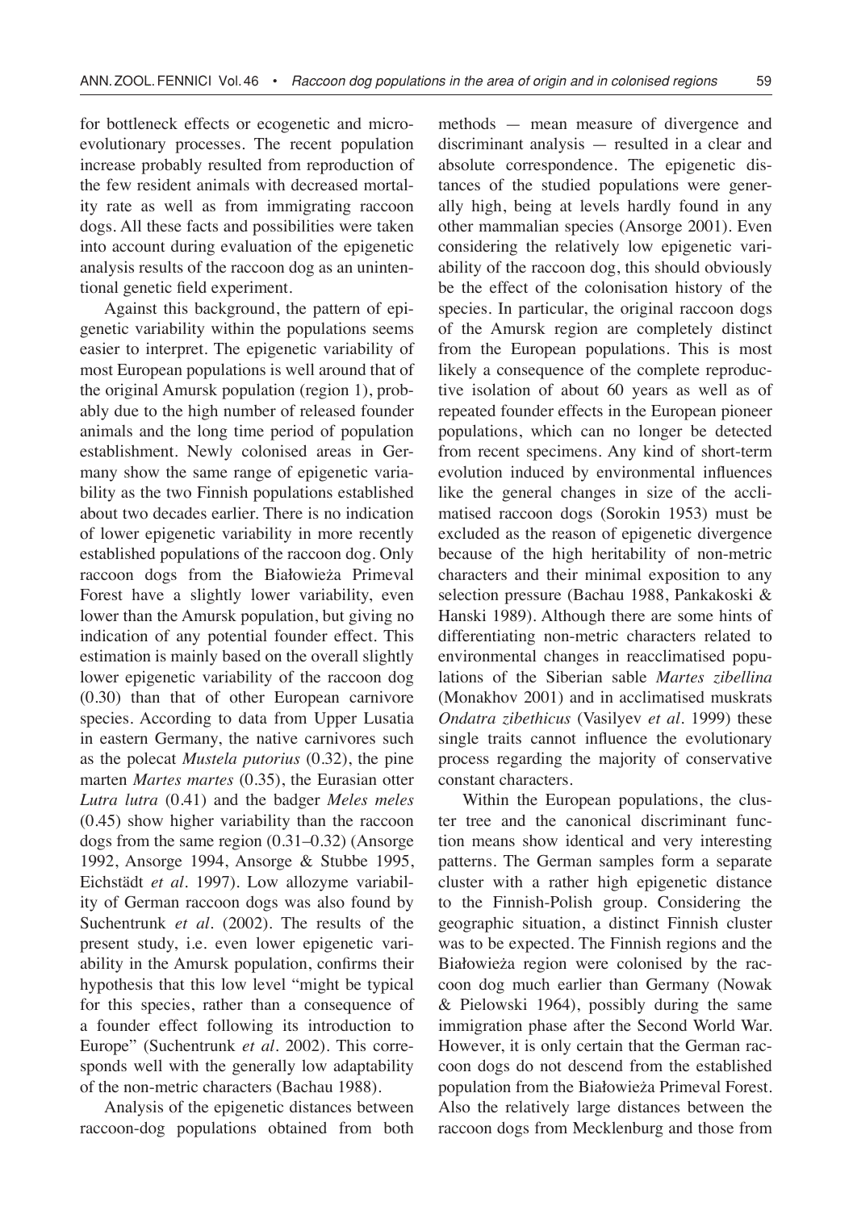for bottleneck effects or ecogenetic and microevolutionary processes. The recent population increase probably resulted from reproduction of the few resident animals with decreased mortality rate as well as from immigrating raccoon dogs. All these facts and possibilities were taken into account during evaluation of the epigenetic analysis results of the raccoon dog as an unintentional genetic field experiment.

Against this background, the pattern of epigenetic variability within the populations seems easier to interpret. The epigenetic variability of most European populations is well around that of the original Amursk population (region 1), probably due to the high number of released founder animals and the long time period of population establishment. Newly colonised areas in Germany show the same range of epigenetic variability as the two Finnish populations established about two decades earlier. There is no indication of lower epigenetic variability in more recently established populations of the raccoon dog. Only raccoon dogs from the Białowieża Primeval Forest have a slightly lower variability, even lower than the Amursk population, but giving no indication of any potential founder effect. This estimation is mainly based on the overall slightly lower epigenetic variability of the raccoon dog (0.30) than that of other European carnivore species. According to data from Upper Lusatia in eastern Germany, the native carnivores such as the polecat *Mustela putorius* (0.32), the pine marten *Martes martes* (0.35), the Eurasian otter *Lutra lutra* (0.41) and the badger *Meles meles* (0.45) show higher variability than the raccoon dogs from the same region (0.31–0.32) (Ansorge 1992, Ansorge 1994, Ansorge & Stubbe 1995, Eichstädt *et al.* 1997). Low allozyme variability of German raccoon dogs was also found by Suchentrunk *et al.* (2002). The results of the present study, i.e. even lower epigenetic variability in the Amursk population, confirms their hypothesis that this low level "might be typical for this species, rather than a consequence of a founder effect following its introduction to Europe" (Suchentrunk *et al.* 2002). This corresponds well with the generally low adaptability of the non-metric characters (Bachau 1988).

Analysis of the epigenetic distances between raccoon-dog populations obtained from both methods — mean measure of divergence and discriminant analysis — resulted in a clear and absolute correspondence. The epigenetic distances of the studied populations were generally high, being at levels hardly found in any other mammalian species (Ansorge 2001). Even considering the relatively low epigenetic variability of the raccoon dog, this should obviously be the effect of the colonisation history of the species. In particular, the original raccoon dogs of the Amursk region are completely distinct from the European populations. This is most likely a consequence of the complete reproductive isolation of about 60 years as well as of repeated founder effects in the European pioneer populations, which can no longer be detected from recent specimens. Any kind of short-term evolution induced by environmental influences like the general changes in size of the acclimatised raccoon dogs (Sorokin 1953) must be excluded as the reason of epigenetic divergence because of the high heritability of non-metric characters and their minimal exposition to any selection pressure (Bachau 1988, Pankakoski & Hanski 1989). Although there are some hints of differentiating non-metric characters related to environmental changes in reacclimatised populations of the Siberian sable *Martes zibellina* (Monakhov 2001) and in acclimatised muskrats *Ondatra zibethicus* (Vasilyev *et al.* 1999) these single traits cannot influence the evolutionary process regarding the majority of conservative constant characters.

Within the European populations, the cluster tree and the canonical discriminant function means show identical and very interesting patterns. The German samples form a separate cluster with a rather high epigenetic distance to the Finnish-Polish group. Considering the geographic situation, a distinct Finnish cluster was to be expected. The Finnish regions and the Białowieża region were colonised by the raccoon dog much earlier than Germany (Nowak & Pielowski 1964), possibly during the same immigration phase after the Second World War. However, it is only certain that the German raccoon dogs do not descend from the established population from the Białowieża Primeval Forest. Also the relatively large distances between the raccoon dogs from Mecklenburg and those from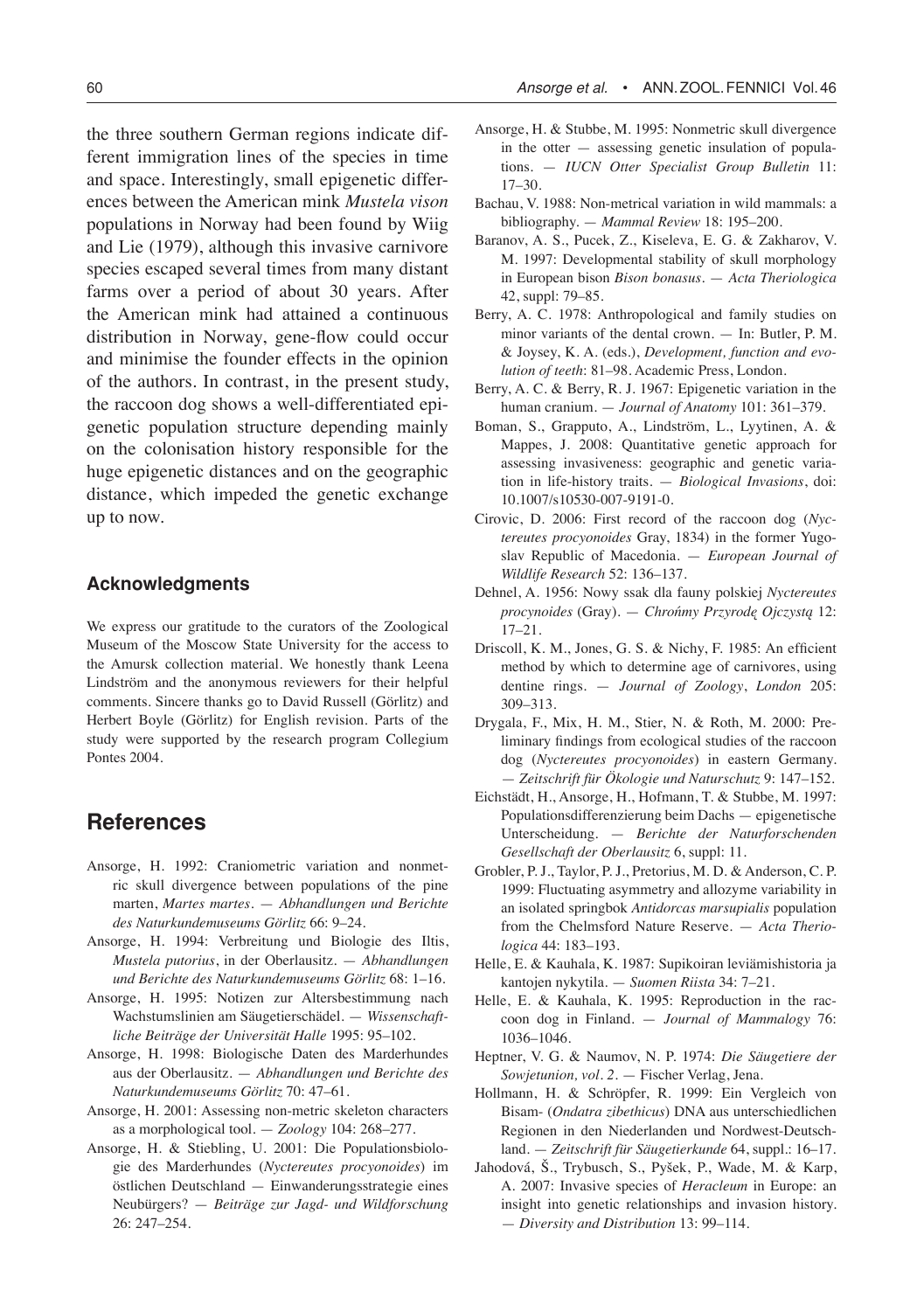the three southern German regions indicate different immigration lines of the species in time and space. Interestingly, small epigenetic differences between the American mink *Mustela vison* populations in Norway had been found by Wiig and Lie (1979), although this invasive carnivore species escaped several times from many distant farms over a period of about 30 years. After the American mink had attained a continuous distribution in Norway, gene-flow could occur and minimise the founder effects in the opinion of the authors. In contrast, in the present study, the raccoon dog shows a well-differentiated epigenetic population structure depending mainly on the colonisation history responsible for the huge epigenetic distances and on the geographic distance, which impeded the genetic exchange up to now.

### Acknowledgments

We express our gratitude to the curators of the Zoological Museum of the Moscow State University for the access to the Amursk collection material. We honestly thank Leena Lindström and the anonymous reviewers for their helpful comments. Sincere thanks go to David Russell (Görlitz) and Herbert Boyle (Görlitz) for English revision. Parts of the study were supported by the research program Collegium Pontes 2004.

## References

Ansorge, H. 1992: Craniometric variation and nonmetric skull divergence between populations of the pine marten, *Martes martes*. — *Abhandlungen und Berichte des Naturkundemuseums Görlitz* 66: 9–24.

Ansorge, H. 1994: Verbreitung und Biologie des Iltis, *Mustela putorius*, in der Oberlausitz. — *Abhandlungen und Berichte des Naturkundemuseums Görlitz* 68: 1–16.

Ansorge, H. 1995: Notizen zur Altersbestimmung nach Wachstumslinien am Säugetierschädel. — *Wissenschaftliche Beiträge der Universität Halle* 1995: 95–102.

Ansorge, H. 1998: Biologische Daten des Marderhundes aus der Oberlausitz. — *Abhandlungen und Berichte des Naturkundemuseums Görlitz* 70: 47–61.

Ansorge, H. 2001: Assessing non-metric skeleton characters as a morphological tool. — *Zoology* 104: 268–277.

Ansorge, H. & Stiebling, U. 2001: Die Populationsbiologie des Marderhundes (*Nyctereutes procyonoides*) im östlichen Deutschland — Einwanderungsstrategie eines Neubürgers? — *Beiträge zur Jagd- und Wildforschung* 26: 247–254.

Ansorge, H. & Stubbe, M. 1995: Nonmetric skull divergence in the otter — assessing genetic insulation of populations. — *IUCN Otter Specialist Group Bulletin* 11: 17–30.

Bachau, V. 1988: Non-metrical variation in wild mammals: a bibliography. — *Mammal Review* 18: 195–200.

Baranov, A. S., Pucek, Z., Kiseleva, E. G. & Zakharov, V. M. 1997: Developmental stability of skull morphology in European bison *Bison bonasus*. — *Acta Theriologica* 42, suppl: 79–85.

Berry, A. C. 1978: Anthropological and family studies on minor variants of the dental crown. — In: Butler, P. M. & Joysey, K. A. (eds.), *Development, function and evolution of teeth*: 81–98. Academic Press, London.

Berry, A. C. & Berry, R. J. 1967: Epigenetic variation in the human cranium. — *Journal of Anatomy* 101: 361–379.

Boman, S., Grapputo, A., Lindström, L., Lyytinen, A. & Mappes, J. 2008: Quantitative genetic approach for assessing invasiveness: geographic and genetic variation in life-history traits. — *Biological Invasions*, doi: 10.1007/s10530-007-9191-0.

Cirovic, D. 2006: First record of the raccoon dog (*Nyctereutes procyonoides* Gray, 1834) in the former Yugoslav Republic of Macedonia. — *European Journal of Wildlife Research* 52: 136–137.

Dehnel, A. 1956: Nowy ssak dla fauny polskiej *Nyctereutes procynoides* (Gray). — *Chrońmy Przyrodę Ojczystą* 12: 17–21.

Driscoll, K. M., Jones, G. S. & Nichy, F. 1985: An efficient method by which to determine age of carnivores, using dentine rings. — *Journal of Zoology*, *London* 205: 309–313.

Drygala, F., Mix, H. M., Stier, N. & Roth, M. 2000: Preliminary findings from ecological studies of the raccoon dog (*Nyctereutes procyonoides*) in eastern Germany. — *Zeitschrift für Ökologie und Naturschutz* 9: 147–152.

Eichstädt, H., Ansorge, H., Hofmann, T. & Stubbe, M. 1997: Populationsdifferenzierung beim Dachs — epigenetische Unterscheidung. — *Berichte der Naturforschenden Gesellschaft der Oberlausitz* 6, suppl: 11.

Grobler, P. J., Taylor, P. J., Pretorius, M. D. & Anderson, C. P. 1999: Fluctuating asymmetry and allozyme variability in an isolated springbok *Antidorcas marsupialis* population from the Chelmsford Nature Reserve. — *Acta Theriologica* 44: 183–193.

Helle, E. & Kauhala, K. 1987: Supikoiran leviämishistoria ja kantojen nykytila. — *Suomen Riista* 34: 7–21.

Helle, E. & Kauhala, K. 1995: Reproduction in the raccoon dog in Finland. — *Journal of Mammalogy* 76: 1036–1046.

Heptner, V. G. & Naumov, N. P. 1974: *Die Säugetiere der Sowjetunion, vol. 2*. — Fischer Verlag, Jena.

Hollmann, H. & Schröpfer, R. 1999: Ein Vergleich von Bisam- (*Ondatra zibethicus*) DNA aus unterschiedlichen Regionen in den Niederlanden und Nordwest-Deutschland. — *Zeitschrift für Säugetierkunde* 64, suppl.: 16–17.

Jahodová, Š., Trybusch, S., Pyšek, P., Wade, M. & Karp, A. 2007: Invasive species of *Heracleum* in Europe: an insight into genetic relationships and invasion history. — *Diversity and Distribution* 13: 99–114.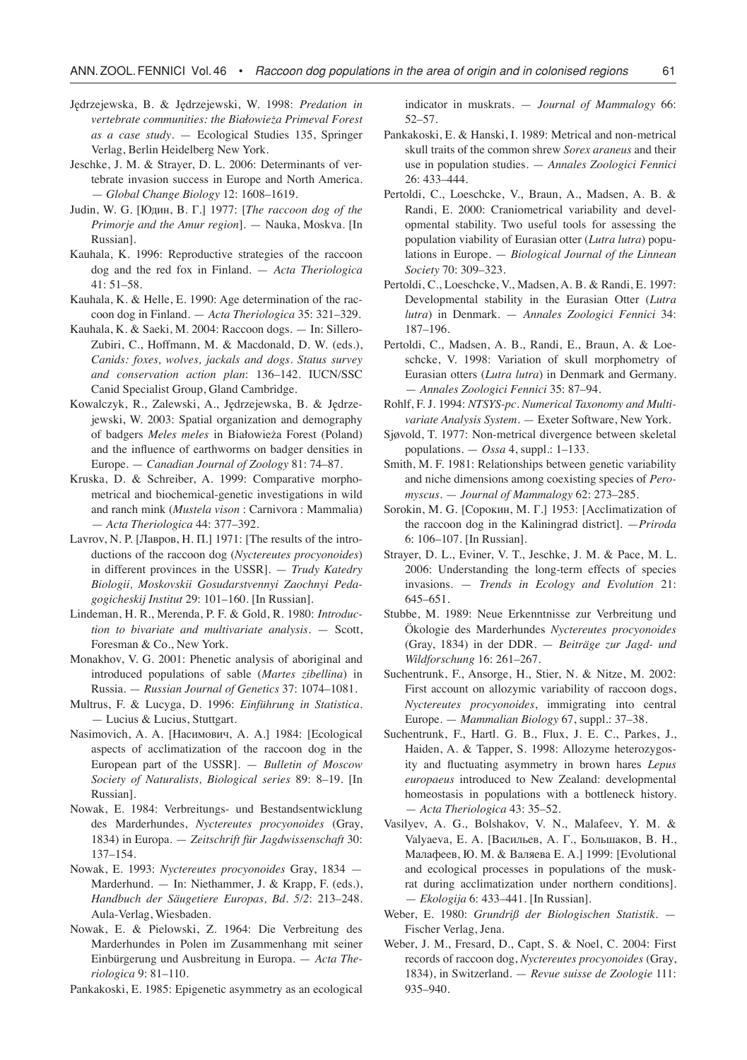Jędrzejewska, B. & Jędrzejewski, W. 1998: *Predation in vertebrate communities: the Białowieża Primeval Forest as a case study*. — Ecological Studies 135, Springer Verlag, Berlin Heidelberg New York.

Jeschke, J. M. & Strayer, D. L. 2006: Determinants of vertebrate invasion success in Europe and North America. — *Global Change Biology* 12: 1608–1619.

Judin, W. G. [Юдин, В. Г.] 1977: [*The raccoon dog of the Primorje and the Amur region*]. — Nauka, Moskva. [In Russian].

Kauhala, K. 1996: Reproductive strategies of the raccoon dog and the red fox in Finland. — *Acta Theriologica* 41: 51–58.

Kauhala, K. & Helle, E. 1990: Age determination of the raccoon dog in Finland. — *Acta Theriologica* 35: 321–329.

Kauhala, K. & Saeki, M. 2004: Raccoon dogs. — In: Sillero-Zubiri, C., Hoffmann, M. & Macdonald, D. W. (eds.), *Canids: foxes, wolves, jackals and dogs. Status survey and conservation action plan*: 136–142. IUCN/SSC Canid Specialist Group, Gland Cambridge.

Kowalczyk, R., Zalewski, A., Jędrzejewska, B. & Jędrzejewski, W. 2003: Spatial organization and demography of badgers *Meles meles* in Białowieża Forest (Poland) and the influence of earthworms on badger densities in Europe. — *Canadian Journal of Zoology* 81: 74–87.

Kruska, D. & Schreiber, A. 1999: Comparative morphometrical and biochemical-genetic investigations in wild and ranch mink (*Mustela vison* : Carnivora : Mammalia) — *Acta Theriologica* 44: 377–392.

Lavrov, N. P. [Лавров, Н. П.] 1971: [The results of the introductions of the raccoon dog (*Nyctereutes procyonoides*) in different provinces in the USSR]. — *Trudy Katedry Biologii, Moskovskii Gosudarstvennyi Zaochnyi Pedagogicheskij Institut* 29: 101–160. [In Russian].

Lindeman, H. R., Merenda, P. F. & Gold, R. 1980: *Introduction to bivariate and multivariate analysis*. — Scott, Foresman & Co., New York.

Monakhov, V. G. 2001: Phenetic analysis of aboriginal and introduced populations of sable (*Martes zibellina*) in Russia. — *Russian Journal of Genetics* 37: 1074–1081.

Multrus, F. & Lucyga, D. 1996: *Einführung in Statistica*. — Lucius & Lucius, Stuttgart.

Nasimovich, A. A. [Насимович, А. А.] 1984: [Ecological aspects of acclimatization of the raccoon dog in the European part of the USSR]. — *Bulletin of Moscow Society of Naturalists, Biological series* 89: 8–19. [In Russian].

Nowak, E. 1984: Verbreitungs- und Bestandsentwicklung des Marderhundes, *Nyctereutes procyonoides* (Gray, 1834) in Europa. — *Zeitschrift für Jagdwissenschaft* 30: 137–154.

Nowak, E. 1993: *Nyctereutes procyonoides* Gray, 1834 — Marderhund. — In: Niethammer, J. & Krapp, F. (eds.), *Handbuch der Säugetiere Europas, Bd. 5/2*: 213–248. Aula-Verlag, Wiesbaden.

Nowak, E. & Pielowski, Z. 1964: Die Verbreitung des Marderhundes in Polen im Zusammenhang mit seiner Einbürgerung und Ausbreitung in Europa. — *Acta Theriologica* 9: 81–110.

Pankakoski, E. 1985: Epigenetic asymmetry as an ecological indicator in muskrats. — *Journal of Mammalogy* 66: 52–57.

Pankakoski, E. & Hanski, I. 1989: Metrical and non-metrical skull traits of the common shrew *Sorex araneus* and their use in population studies. — *Annales Zoologici Fennici* 26: 433–444.

Pertoldi, C., Loeschcke, V., Braun, A., Madsen, A. B. & Randi, E. 2000: Craniometrical variability and developmental stability. Two useful tools for assessing the population viability of Eurasian otter (*Lutra lutra*) populations in Europe. — *Biological Journal of the Linnean Society* 70: 309–323.

Pertoldi, C., Loeschcke, V., Madsen, A. B. & Randi, E. 1997: Developmental stability in the Eurasian Otter (*Lutra lutra*) in Denmark. — *Annales Zoologici Fennici* 34: 187–196.

Pertoldi, C., Madsen, A. B., Randi, E., Braun, A. & Loeschcke, V. 1998: Variation of skull morphometry of Eurasian otters (*Lutra lutra*) in Denmark and Germany. — *Annales Zoologici Fennici* 35: 87–94.

Rohlf, F. J. 1994: *NTSYS-pc. Numerical Taxonomy and Multivariate Analysis System*. — Exeter Software, New York.

Sjøvold, T. 1977: Non-metrical divergence between skeletal populations. — *Ossa* 4, suppl.: 1–133.

Smith, M. F. 1981: Relationships between genetic variability and niche dimensions among coexisting species of *Peromyscus*. — *Journal of Mammalogy* 62: 273–285.

Sorokin, M. G. [Сорокин, М. Г.] 1953: [Acclimatization of the raccoon dog in the Kaliningrad district]. — *Priroda* 6: 106–107. [In Russian].

Strayer, D. L., Eviner, V. T., Jeschke, J. M. & Pace, M. L. 2006: Understanding the long-term effects of species invasions. — *Trends in Ecology and Evolution* 21: 645–651.

Stubbe, M. 1989: Neue Erkenntnisse zur Verbreitung und Ökologie des Marderhundes *Nyctereutes procyonoides* (Gray, 1834) in der DDR. — *Beiträge zur Jagd- und Wildforschung* 16: 261–267.

Suchentrunk, F., Ansorge, H., Stier, N. & Nitze, M. 2002: First account on allozymic variability of raccoon dogs, *Nyctereutes procyonoides*, immigrating into central Europe. — *Mammalian Biology* 67, suppl.: 37–38.

Suchentrunk, F., Hartl. G. B., Flux, J. E. C., Parkes, J., Haiden, A. & Tapper, S. 1998: Allozyme heterozygosity and fluctuating asymmetry in brown hares *Lepus europaeus* introduced to New Zealand: developmental homeostasis in populations with a bottleneck history. — *Acta Theriologica* 43: 35–52.

Vasilyev, A. G., Bolshakov, V. N., Malafeev, Y. M. & Valyaeva, E. A. [Васильев, А. Г., Большаков, В. Н., Малафеев, Ю. М. & Валяева Е. А.] 1999: [Evolutional and ecological processes in populations of the muskrat during acclimatization under northern conditions]. — *Ekologija* 6: 433–441. [In Russian].

Weber, E. 1980: *Grundriß der Biologischen Statistik*. — Fischer Verlag, Jena.

Weber, J. M., Fresard, D., Capt, S. & Noel, C. 2004: First records of raccoon dog, *Nyctereutes procyonoides* (Gray, 1834), in Switzerland. — *Revue suisse de Zoologie* 111: 935–940.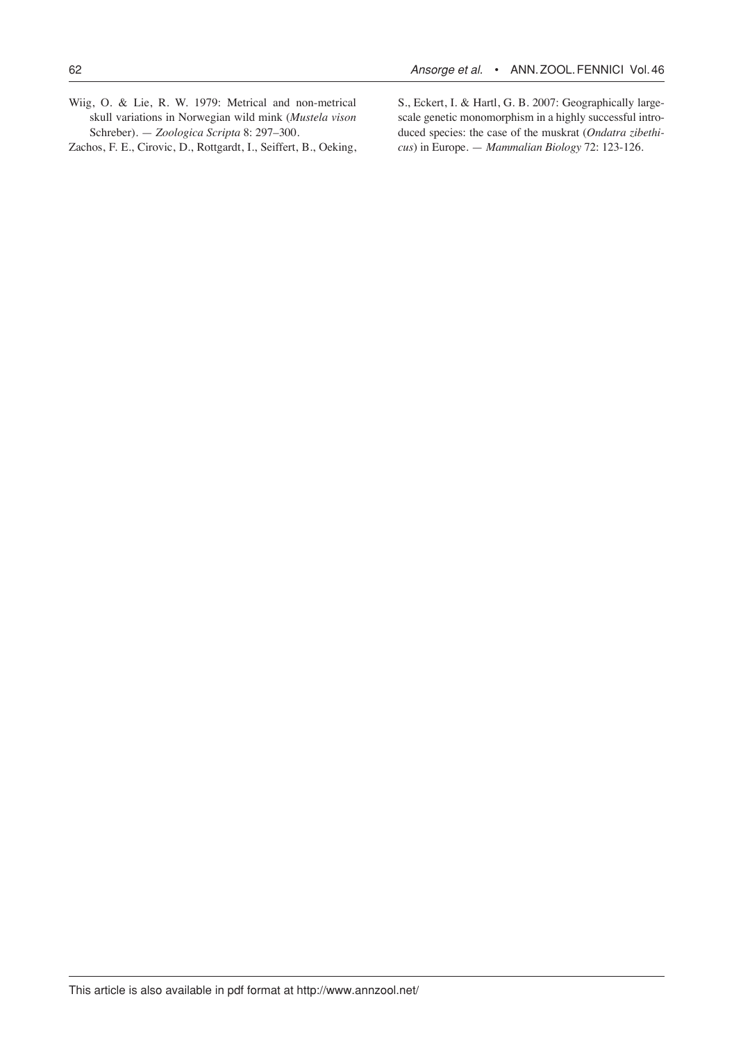Wiig, O. & Lie, R. W. 1979: Metrical and non-metrical skull variations in Norwegian wild mink (*Mustela vison* Schreber). — *Zoologica Scripta* 8: 297–300.

Zachos, F. E., Cirovic, D., Rottgardt, I., Seiffert, B., Oeking, S., Eckert, I. & Hartl, G. B. 2007: Geographically large-scale genetic monomorphism in a highly successful introduced species: the case of the muskrat (*Ondatra zibethicus*) in Europe. — *Mammalian Biology* 72: 123-126.

This article is also available in pdf format at http://www.annzool.net/